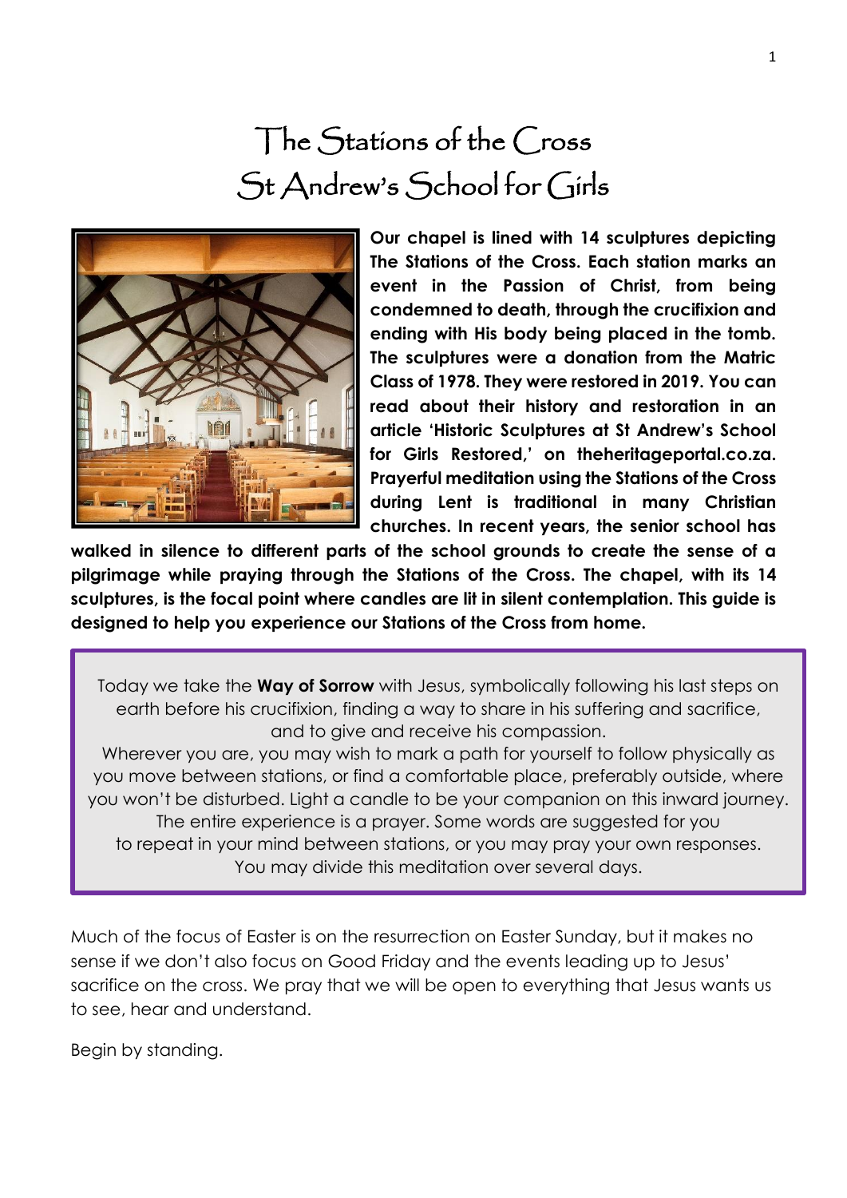# The Stations of the Cross
# St Andrew's School for Girls

**Our chapel is lined with 14 sculptures depicting The Stations of the Cross. Each station marks an event in the Passion of Christ, from being condemned to death, through the crucifixion and ending with His body being placed in the tomb. The sculptures were a donation from the Matric Class of 1978. They were restored in 2019. You can read about their history and restoration in an article 'Historic Sculptures at St Andrew's School for Girls Restored,' on theheritageportal.co.za. Prayerful meditation using the Stations of the Cross during Lent is traditional in many Christian churches. In recent years, the senior school has walked in silence to different parts of the school grounds to create the sense of a pilgrimage while praying through the Stations of the Cross. The chapel, with its 14 sculptures, is the focal point where candles are lit in silent contemplation. This guide is designed to help you experience our Stations of the Cross from home.**

> Today we take the **Way of Sorrow** with Jesus, symbolically following his last steps on earth before his crucifixion, finding a way to share in his suffering and sacrifice, and to give and receive his compassion.
> Wherever you are, you may wish to mark a path for yourself to follow physically as you move between stations, or find a comfortable place, preferably outside, where you won't be disturbed. Light a candle to be your companion on this inward journey.
> The entire experience is a prayer. Some words are suggested for you to repeat in your mind between stations, or you may pray your own responses.
> You may divide this meditation over several days.

Much of the focus of Easter is on the resurrection on Easter Sunday, but it makes no sense if we don't also focus on Good Friday and the events leading up to Jesus' sacrifice on the cross. We pray that we will be open to everything that Jesus wants us to see, hear and understand.

Begin by standing.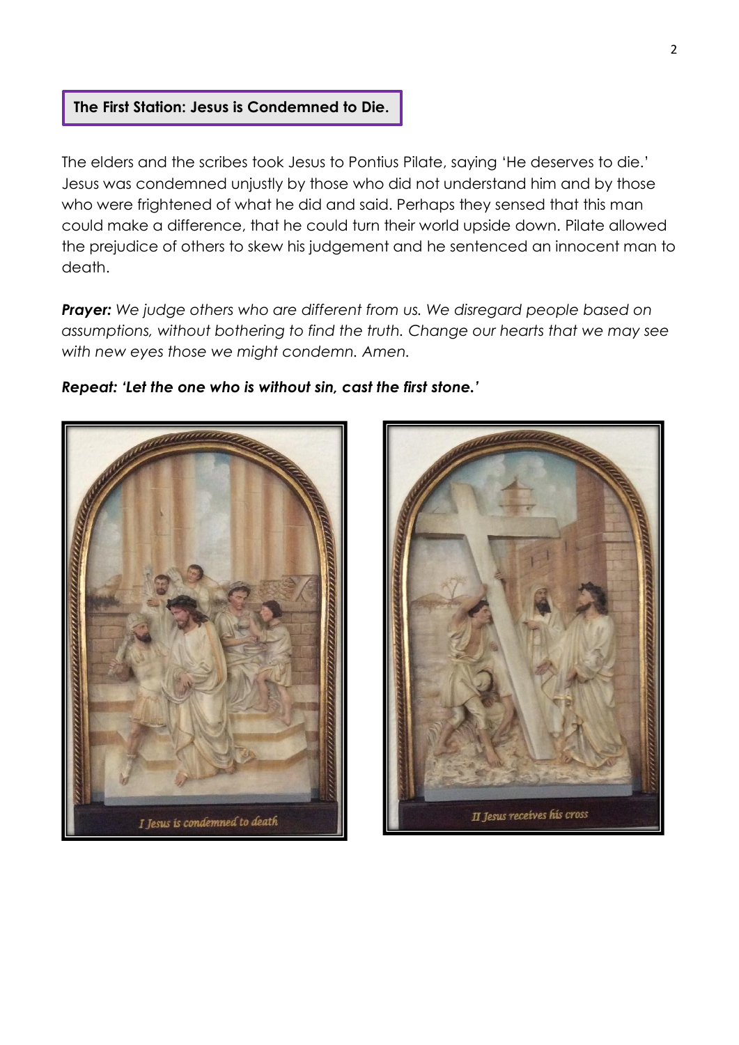## The First Station: Jesus is Condemned to Die.

The elders and the scribes took Jesus to Pontius Pilate, saying 'He deserves to die.' Jesus was condemned unjustly by those who did not understand him and by those who were frightened of what he did and said. Perhaps they sensed that this man could make a difference, that he could turn their world upside down. Pilate allowed the prejudice of others to skew his judgement and he sentenced an innocent man to death.

***Prayer:*** *We judge others who are different from us. We disregard people based on assumptions, without bothering to find the truth. Change our hearts that we may see with new eyes those we might condemn. Amen.*

***Repeat: 'Let the one who is without sin, cast the first stone.'***

I Jesus is condemned to death

II Jesus receives his cross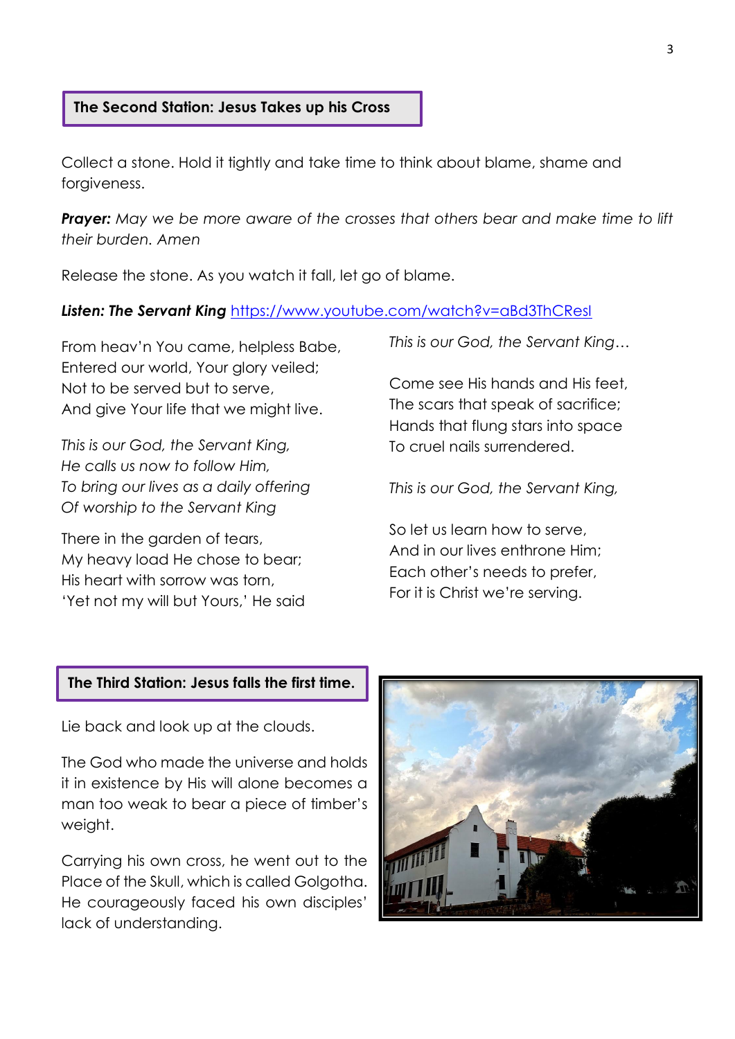## The Second Station: Jesus Takes up his Cross

Collect a stone. Hold it tightly and take time to think about blame, shame and forgiveness.

***Prayer:*** *May we be more aware of the crosses that others bear and make time to lift their burden. Amen*

Release the stone. As you watch it fall, let go of blame.

***Listen: The Servant King*** https://www.youtube.com/watch?v=aBd3ThCResI

From heav'n You came, helpless Babe,
Entered our world, Your glory veiled;
Not to be served but to serve,
And give Your life that we might live.

*This is our God, the Servant King,*
*He calls us now to follow Him,*
*To bring our lives as a daily offering*
*Of worship to the Servant King*

There in the garden of tears,
My heavy load He chose to bear;
His heart with sorrow was torn,
'Yet not my will but Yours,' He said

*This is our God, the Servant King…*

Come see His hands and His feet,
The scars that speak of sacrifice;
Hands that flung stars into space
To cruel nails surrendered.

*This is our God, the Servant King,*

So let us learn how to serve,
And in our lives enthrone Him;
Each other's needs to prefer,
For it is Christ we're serving.

## The Third Station: Jesus falls the first time.

Lie back and look up at the clouds.

The God who made the universe and holds it in existence by His will alone becomes a man too weak to bear a piece of timber's weight.

Carrying his own cross, he went out to the Place of the Skull, which is called Golgotha. He courageously faced his own disciples' lack of understanding.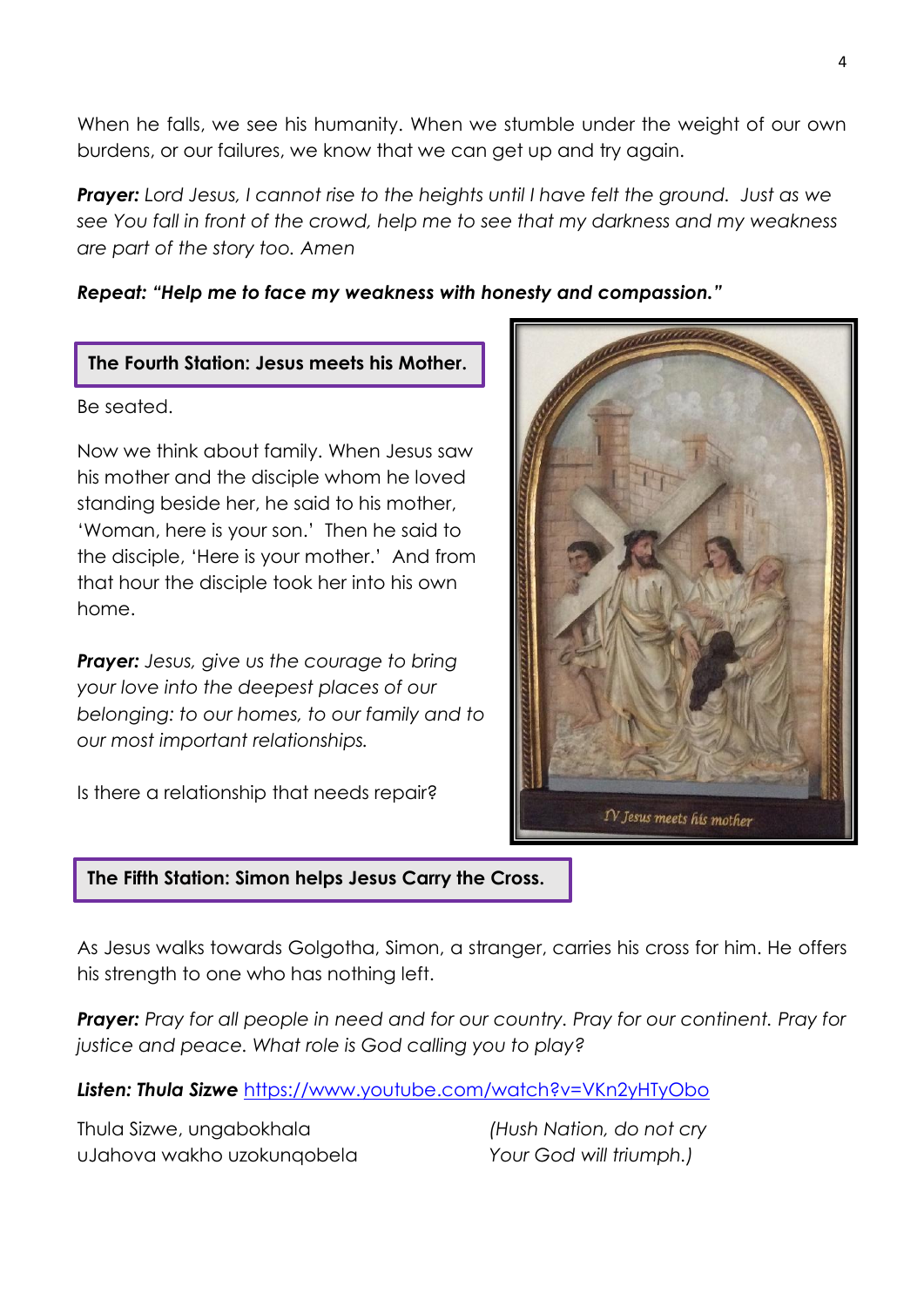When he falls, we see his humanity. When we stumble under the weight of our own burdens, or our failures, we know that we can get up and try again.

***Prayer:*** *Lord Jesus, I cannot rise to the heights until I have felt the ground. Just as we see You fall in front of the crowd, help me to see that my darkness and my weakness are part of the story too. Amen*

***Repeat: "Help me to face my weakness with honesty and compassion."***

## The Fourth Station: Jesus meets his Mother.

Be seated.

Now we think about family. When Jesus saw his mother and the disciple whom he loved standing beside her, he said to his mother, 'Woman, here is your son.' Then he said to the disciple, 'Here is your mother.' And from that hour the disciple took her into his own home.

***Prayer:*** *Jesus, give us the courage to bring your love into the deepest places of our belonging: to our homes, to our family and to our most important relationships.*

Is there a relationship that needs repair?

IV Jesus meets his mother

## The Fifth Station: Simon helps Jesus Carry the Cross.

As Jesus walks towards Golgotha, Simon, a stranger, carries his cross for him. He offers his strength to one who has nothing left.

***Prayer:*** *Pray for all people in need and for our country. Pray for our continent. Pray for justice and peace. What role is God calling you to play?*

***Listen: Thula Sizwe*** https://www.youtube.com/watch?v=VKn2yHTyObo

Thula Sizwe, ungabokhala
uJahova wakho uzokunqobela

*(Hush Nation, do not cry*
*Your God will triumph.)*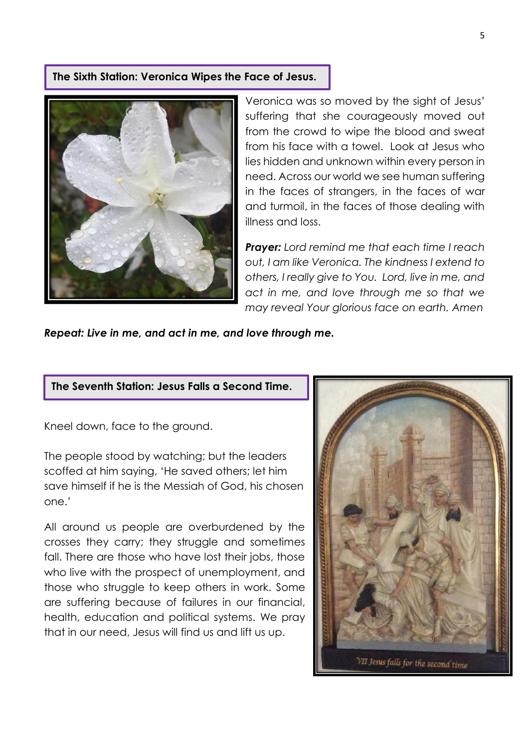## The Sixth Station: Veronica Wipes the Face of Jesus.

Veronica was so moved by the sight of Jesus' suffering that she courageously moved out from the crowd to wipe the blood and sweat from his face with a towel. Look at Jesus who lies hidden and unknown within every person in need. Across our world we see human suffering in the faces of strangers, in the faces of war and turmoil, in the faces of those dealing with illness and loss.

***Prayer:*** *Lord remind me that each time I reach out, I am like Veronica. The kindness I extend to others, I really give to You. Lord, live in me, and act in me, and love through me so that we may reveal Your glorious face on earth. Amen*

***Repeat: Live in me, and act in me, and love through me.***

## The Seventh Station: Jesus Falls a Second Time.

Kneel down, face to the ground.

The people stood by watching; but the leaders scoffed at him saying, 'He saved others; let him save himself if he is the Messiah of God, his chosen one.'

All around us people are overburdened by the crosses they carry; they struggle and sometimes fall. There are those who have lost their jobs, those who live with the prospect of unemployment, and those who struggle to keep others in work. Some are suffering because of failures in our financial, health, education and political systems. We pray that in our need, Jesus will find us and lift us up.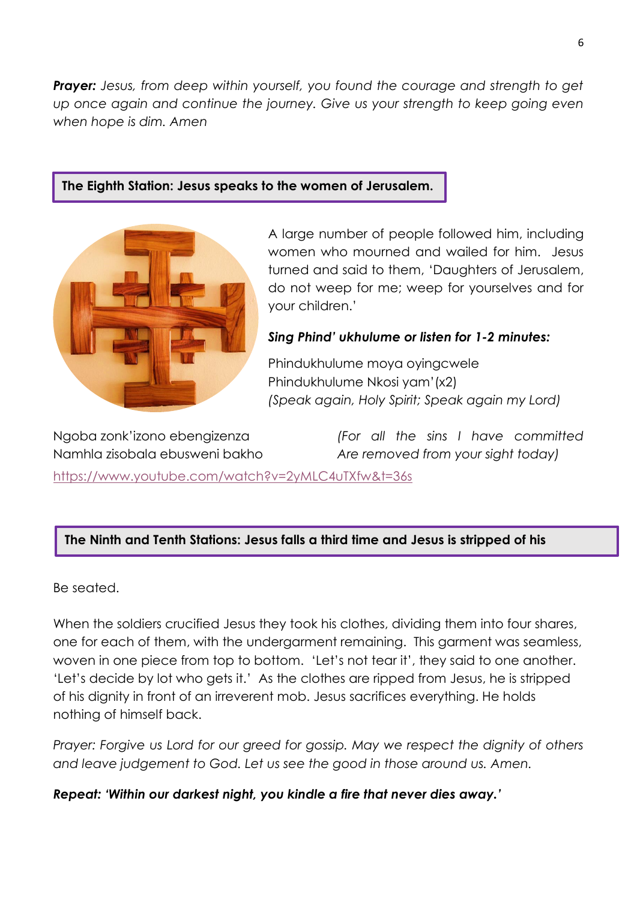***Prayer:*** *Jesus, from deep within yourself, you found the courage and strength to get up once again and continue the journey. Give us your strength to keep going even when hope is dim. Amen*

## The Eighth Station: Jesus speaks to the women of Jerusalem.

A large number of people followed him, including women who mourned and wailed for him. Jesus turned and said to them, 'Daughters of Jerusalem, do not weep for me; weep for yourselves and for your children.'

***Sing Phind' ukhulume or listen for 1-2 minutes:***

Phindukhulume moya oyingcwele
Phindukhulume Nkosi yam' (x2)
*(Speak again, Holy Spirit; Speak again my Lord)*

Ngoba zonk'izono ebengizenza
Namhla zisobala ebusweni bakho

*(For all the sins I have committed
Are removed from your sight today)*

https://www.youtube.com/watch?v=2yMLC4uTXfw&t=36s

## The Ninth and Tenth Stations: Jesus falls a third time and Jesus is stripped of his

Be seated.

When the soldiers crucified Jesus they took his clothes, dividing them into four shares, one for each of them, with the undergarment remaining. This garment was seamless, woven in one piece from top to bottom. 'Let's not tear it', they said to one another. 'Let's decide by lot who gets it.' As the clothes are ripped from Jesus, he is stripped of his dignity in front of an irreverent mob. Jesus sacrifices everything. He holds nothing of himself back.

*Prayer: Forgive us Lord for our greed for gossip. May we respect the dignity of others and leave judgement to God. Let us see the good in those around us. Amen.*

***Repeat: 'Within our darkest night, you kindle a fire that never dies away.'***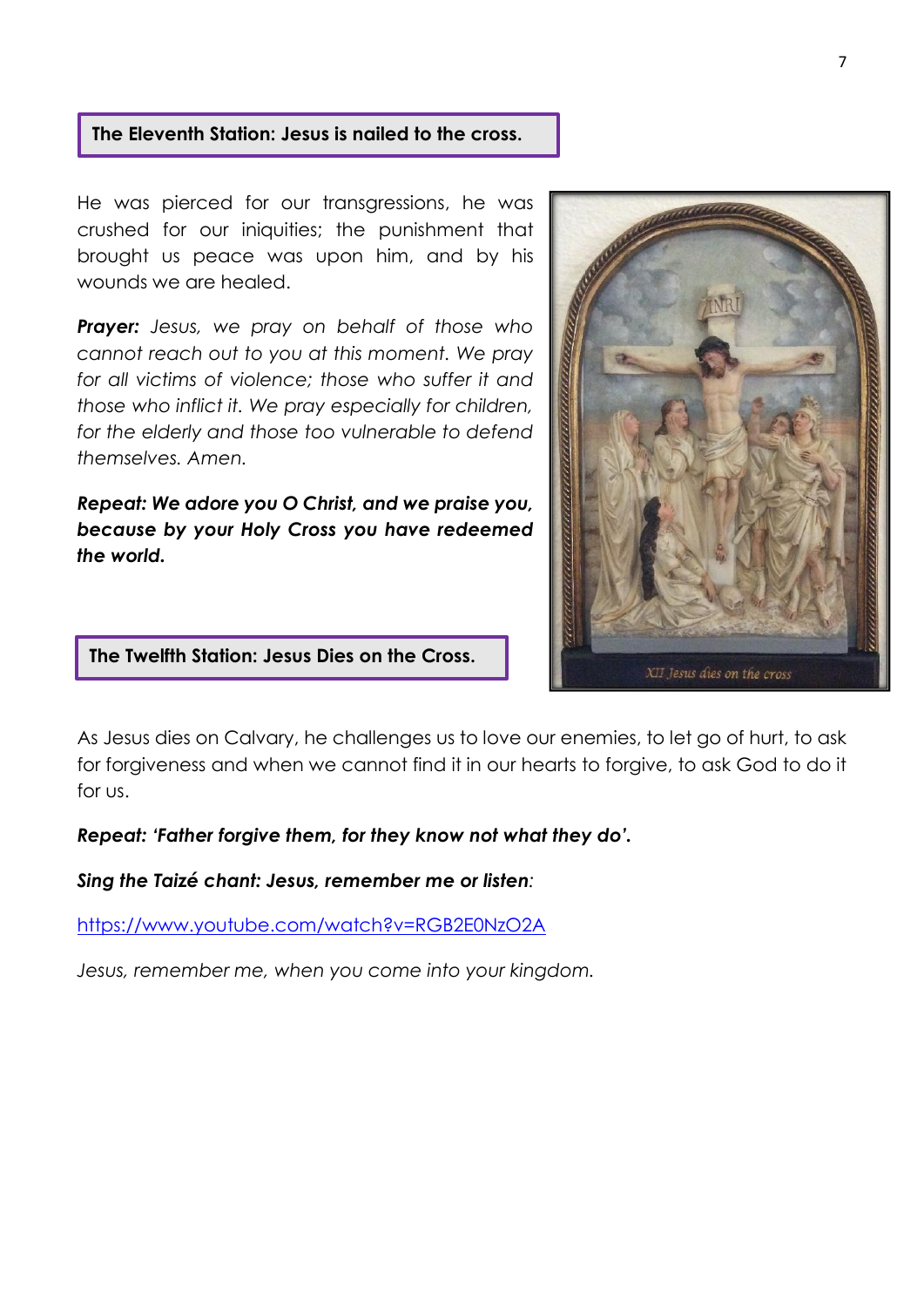**The Eleventh Station: Jesus is nailed to the cross.**

He was pierced for our transgressions, he was crushed for our iniquities; the punishment that brought us peace was upon him, and by his wounds we are healed.

***Prayer:*** *Jesus, we pray on behalf of those who cannot reach out to you at this moment. We pray for all victims of violence; those who suffer it and those who inflict it. We pray especially for children, for the elderly and those too vulnerable to defend themselves. Amen.*

***Repeat: We adore you O Christ, and we praise you, because by your Holy Cross you have redeemed the world.***

**The Twelfth Station: Jesus Dies on the Cross.**

As Jesus dies on Calvary, he challenges us to love our enemies, to let go of hurt, to ask for forgiveness and when we cannot find it in our hearts to forgive, to ask God to do it for us.

***Repeat: 'Father forgive them, for they know not what they do'.***

***Sing the Taizé chant: Jesus, remember me or listen****:*

https://www.youtube.com/watch?v=RGB2E0NzO2A

*Jesus, remember me, when you come into your kingdom.*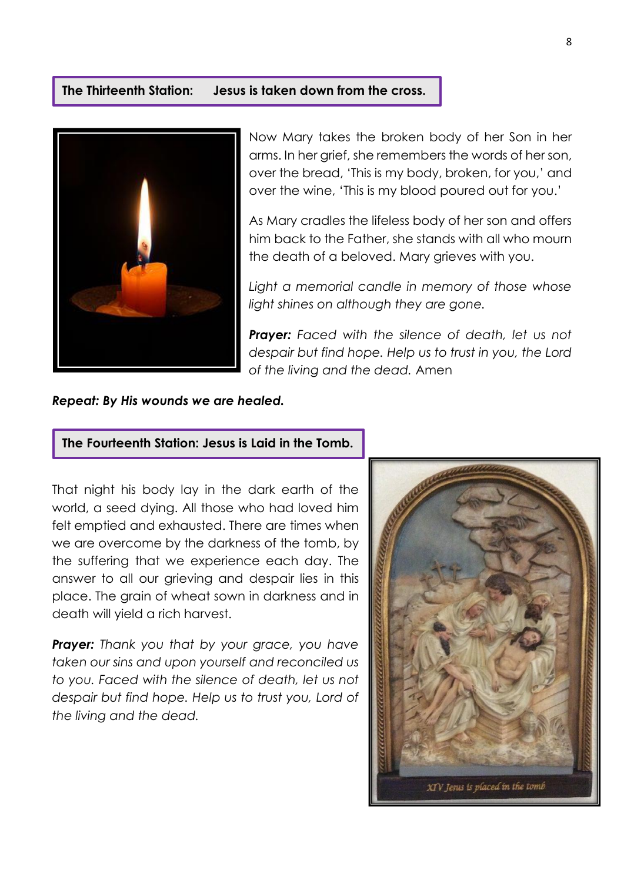## The Thirteenth Station: Jesus is taken down from the cross.

Now Mary takes the broken body of her Son in her arms. In her grief, she remembers the words of her son, over the bread, 'This is my body, broken, for you,' and over the wine, 'This is my blood poured out for you.'

As Mary cradles the lifeless body of her son and offers him back to the Father, she stands with all who mourn the death of a beloved. Mary grieves with you.

*Light a memorial candle in memory of those whose light shines on although they are gone.*

***Prayer:*** *Faced with the silence of death, let us not despair but find hope. Help us to trust in you, the Lord of the living and the dead.* Amen

***Repeat: By His wounds we are healed.***

## The Fourteenth Station: Jesus is Laid in the Tomb.

That night his body lay in the dark earth of the world, a seed dying. All those who had loved him felt emptied and exhausted. There are times when we are overcome by the darkness of the tomb, by the suffering that we experience each day. The answer to all our grieving and despair lies in this place. The grain of wheat sown in darkness and in death will yield a rich harvest.

***Prayer:*** *Thank you that by your grace, you have taken our sins and upon yourself and reconciled us to you. Faced with the silence of death, let us not despair but find hope. Help us to trust you, Lord of the living and the dead.*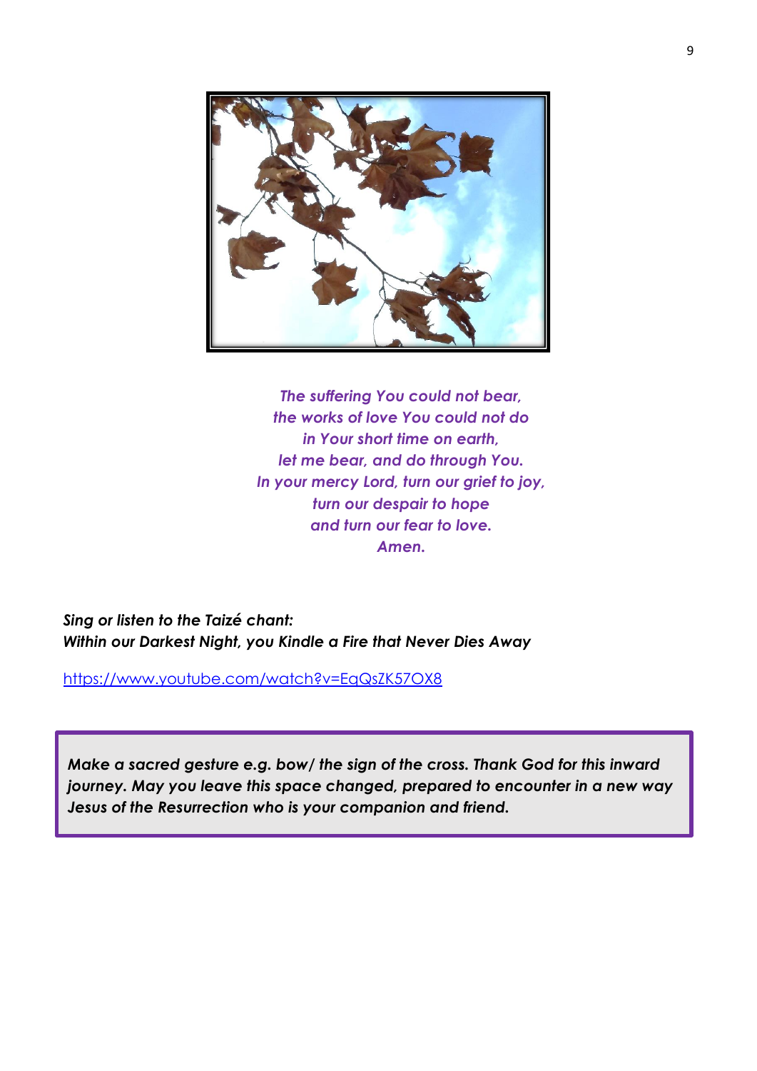*The suffering You could not bear,*
*the works of love You could not do*
*in Your short time on earth,*
*let me bear, and do through You.*
*In your mercy Lord, turn our grief to joy,*
*turn our despair to hope*
*and turn our fear to love.*
*Amen.*

***Sing or listen to the Taizé chant:***
***Within our Darkest Night, you Kindle a Fire that Never Dies Away***

https://www.youtube.com/watch?v=EqQsZK57OX8

***Make a sacred gesture e.g. bow/ the sign of the cross. Thank God for this inward journey. May you leave this space changed, prepared to encounter in a new way Jesus of the Resurrection who is your companion and friend.***